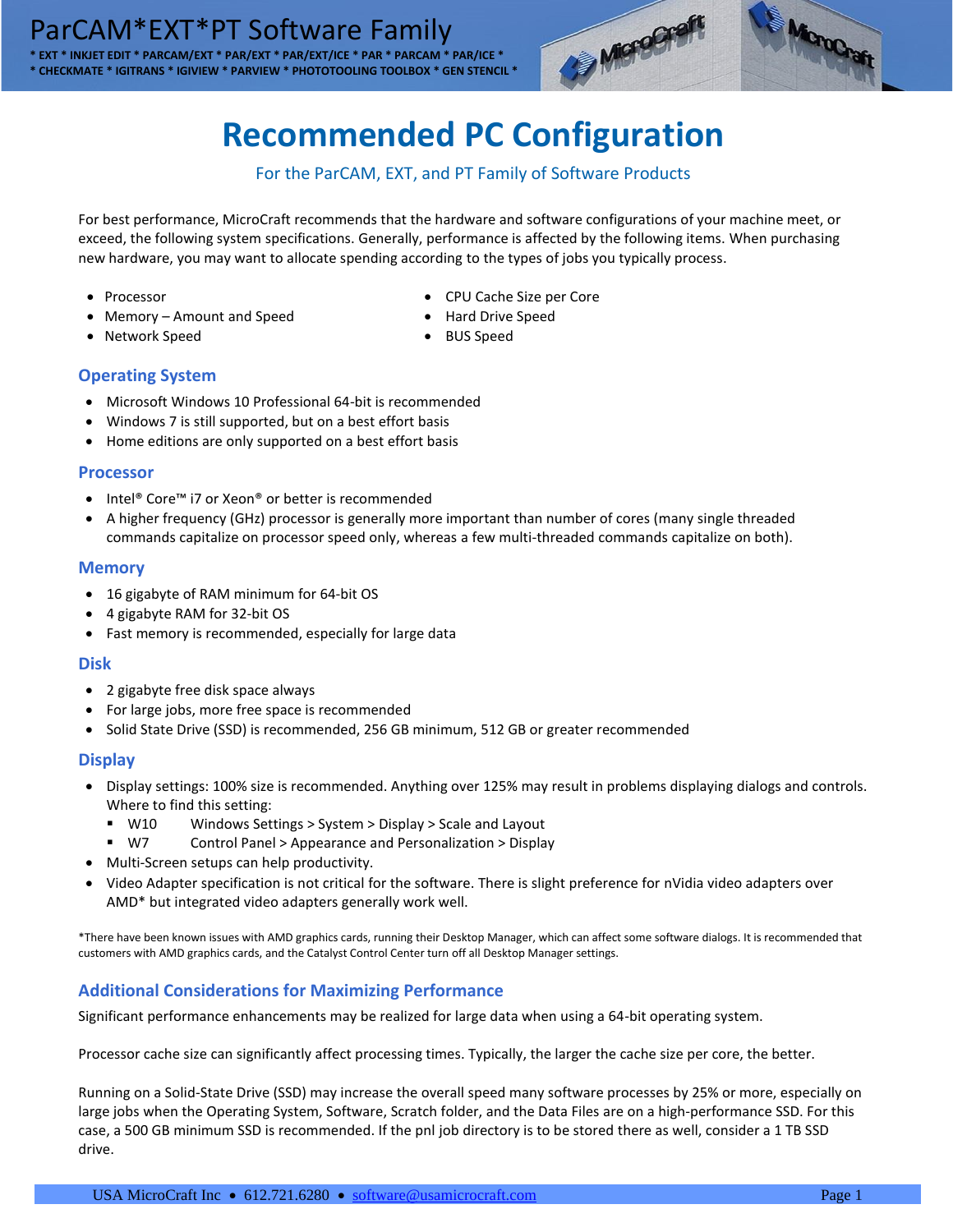# ParCAM*EXT*PT Software Family

* EXT * INKJET EDIT * PARCAM/EXT * PAR/EXT * PAR/EXT/ICE * PAR * PARCAM * PAR/ICE *
* CHECKMATE * IGITRANS * IGIVIEW * PARVIEW * PHOTOTOOLING TOOLBOX * GEN STENCIL *

# Recommended PC Configuration

For the ParCAM, EXT, and PT Family of Software Products

For best performance, MicroCraft recommends that the hardware and software configurations of your machine meet, or exceed, the following system specifications. Generally, performance is affected by the following items. When purchasing new hardware, you may want to allocate spending according to the types of jobs you typically process.

- Processor
- Memory – Amount and Speed
- Network Speed
- CPU Cache Size per Core
- Hard Drive Speed
- BUS Speed

## Operating System

- Microsoft Windows 10 Professional 64-bit is recommended
- Windows 7 is still supported, but on a best effort basis
- Home editions are only supported on a best effort basis

## Processor

- Intel® Core™ i7 or Xeon® or better is recommended
- A higher frequency (GHz) processor is generally more important than number of cores (many single threaded commands capitalize on processor speed only, whereas a few multi-threaded commands capitalize on both).

## Memory

- 16 gigabyte of RAM minimum for 64-bit OS
- 4 gigabyte RAM for 32-bit OS
- Fast memory is recommended, especially for large data

## Disk

- 2 gigabyte free disk space always
- For large jobs, more free space is recommended
- Solid State Drive (SSD) is recommended, 256 GB minimum, 512 GB or greater recommended

## Display

- Display settings: 100% size is recommended. Anything over 125% may result in problems displaying dialogs and controls. Where to find this setting:
  - W10 Windows Settings > System > Display > Scale and Layout
  - W7 Control Panel > Appearance and Personalization > Display
- Multi-Screen setups can help productivity.
- Video Adapter specification is not critical for the software. There is slight preference for nVidia video adapters over AMD* but integrated video adapters generally work well.

*There have been known issues with AMD graphics cards, running their Desktop Manager, which can affect some software dialogs. It is recommended that customers with AMD graphics cards, and the Catalyst Control Center turn off all Desktop Manager settings.

## Additional Considerations for Maximizing Performance

Significant performance enhancements may be realized for large data when using a 64-bit operating system.

Processor cache size can significantly affect processing times. Typically, the larger the cache size per core, the better.

Running on a Solid-State Drive (SSD) may increase the overall speed many software processes by 25% or more, especially on large jobs when the Operating System, Software, Scratch folder, and the Data Files are on a high-performance SSD. For this case, a 500 GB minimum SSD is recommended. If the pnl job directory is to be stored there as well, consider a 1 TB SSD drive.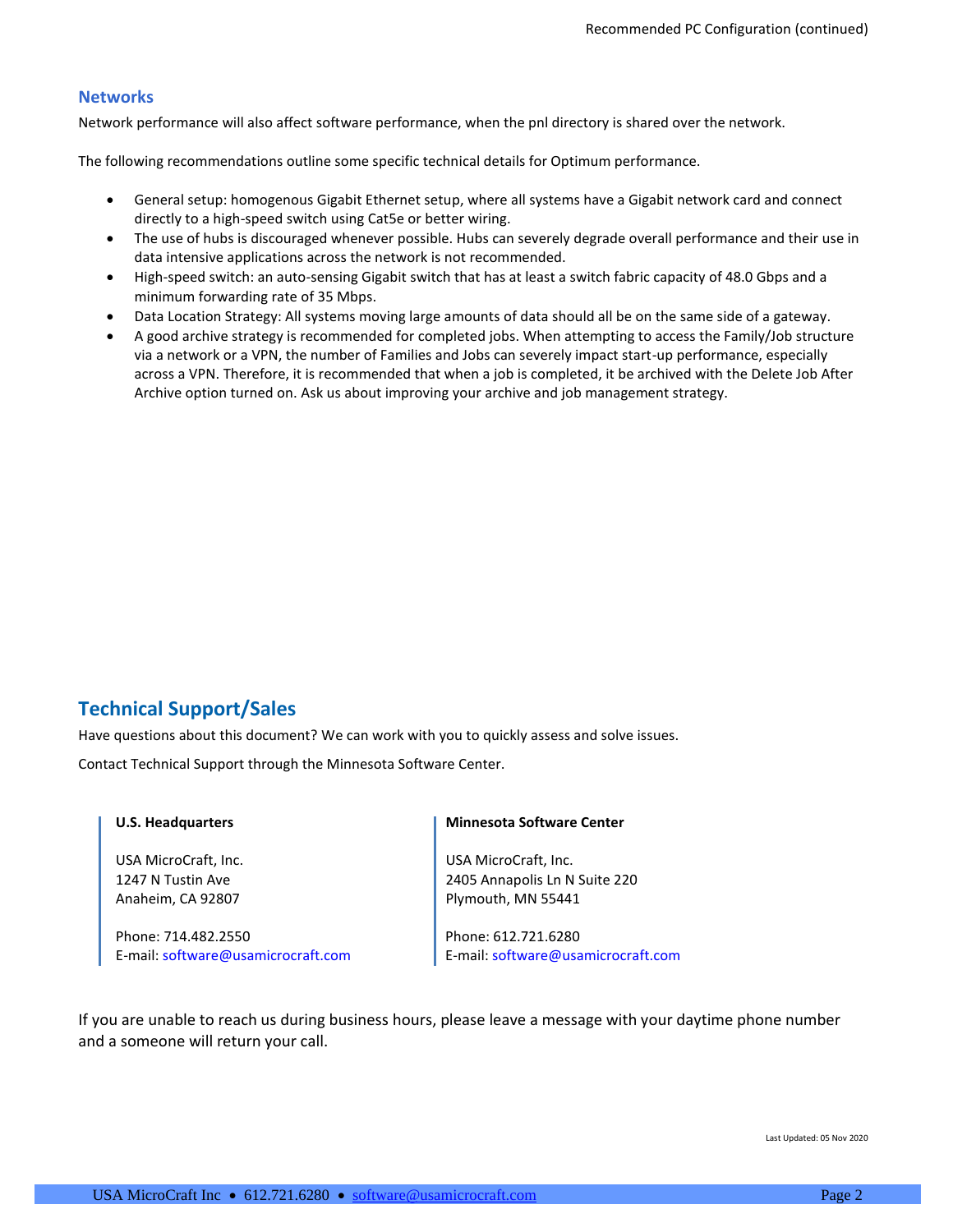## Networks

Network performance will also affect software performance, when the pnl directory is shared over the network.

The following recommendations outline some specific technical details for Optimum performance.

- General setup: homogenous Gigabit Ethernet setup, where all systems have a Gigabit network card and connect directly to a high-speed switch using Cat5e or better wiring.
- The use of hubs is discouraged whenever possible. Hubs can severely degrade overall performance and their use in data intensive applications across the network is not recommended.
- High-speed switch: an auto-sensing Gigabit switch that has at least a switch fabric capacity of 48.0 Gbps and a minimum forwarding rate of 35 Mbps.
- Data Location Strategy: All systems moving large amounts of data should all be on the same side of a gateway.
- A good archive strategy is recommended for completed jobs. When attempting to access the Family/Job structure via a network or a VPN, the number of Families and Jobs can severely impact start-up performance, especially across a VPN. Therefore, it is recommended that when a job is completed, it be archived with the Delete Job After Archive option turned on. Ask us about improving your archive and job management strategy.

## Technical Support/Sales

Have questions about this document? We can work with you to quickly assess and solve issues.

Contact Technical Support through the Minnesota Software Center.

**U.S. Headquarters**

USA MicroCraft, Inc.
1247 N Tustin Ave
Anaheim, CA 92807

Phone: 714.482.2550
E-mail: software@usamicrocraft.com

**Minnesota Software Center**

USA MicroCraft, Inc.
2405 Annapolis Ln N Suite 220
Plymouth, MN 55441

Phone: 612.721.6280
E-mail: software@usamicrocraft.com

If you are unable to reach us during business hours, please leave a message with your daytime phone number and a someone will return your call.

Last Updated: 05 Nov 2020